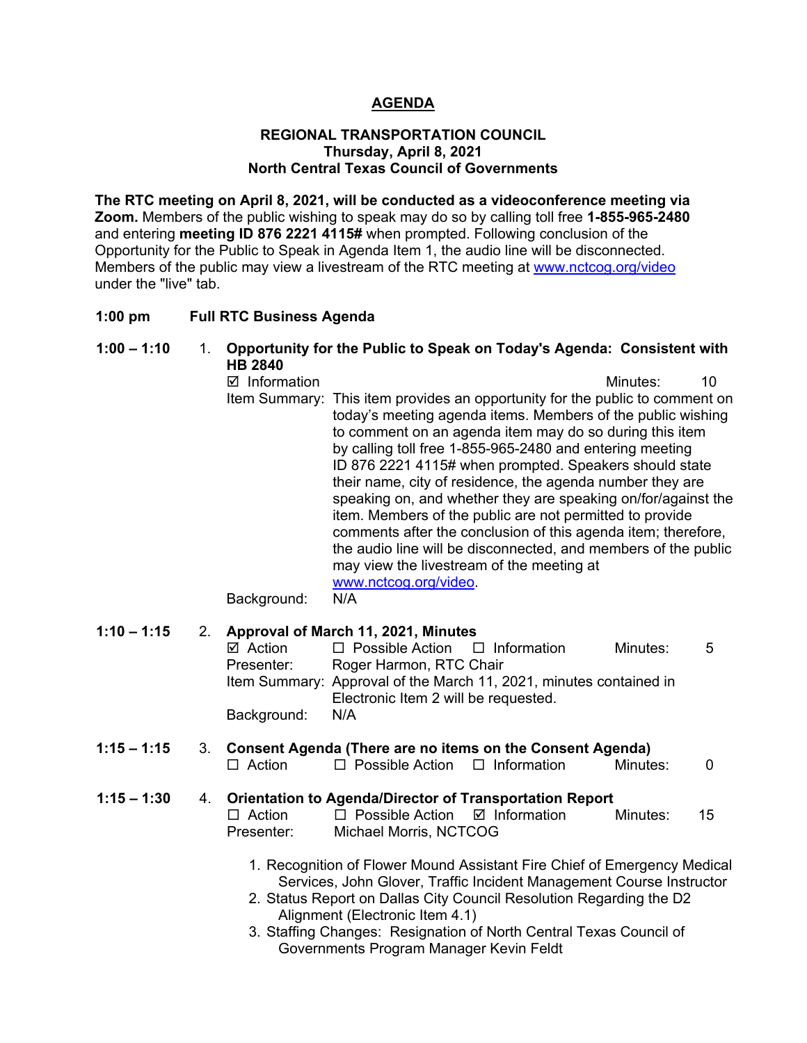# AGENDA

**REGIONAL TRANSPORTATION COUNCIL**
**Thursday, April 8, 2021**
**North Central Texas Council of Governments**

**The RTC meeting on April 8, 2021, will be conducted as a videoconference meeting via Zoom.** Members of the public wishing to speak may do so by calling toll free **1-855-965-2480** and entering **meeting ID 876 2221 4115#** when prompted. Following conclusion of the Opportunity for the Public to Speak in Agenda Item 1, the audio line will be disconnected. Members of the public may view a livestream of the RTC meeting at www.nctcog.org/video under the "live" tab.

**1:00 pm    Full RTC Business Agenda**

**1:00 – 1:10    1. Opportunity for the Public to Speak on Today's Agenda: Consistent with HB 2840**

☑ Information    Minutes: 10

Item Summary: This item provides an opportunity for the public to comment on today's meeting agenda items. Members of the public wishing to comment on an agenda item may do so during this item by calling toll free 1-855-965-2480 and entering meeting ID 876 2221 4115# when prompted. Speakers should state their name, city of residence, the agenda number they are speaking on, and whether they are speaking on/for/against the item. Members of the public are not permitted to provide comments after the conclusion of this agenda item; therefore, the audio line will be disconnected, and members of the public may view the livestream of the meeting at www.nctcog.org/video.

Background: N/A

**1:10 – 1:15    2. Approval of March 11, 2021, Minutes**

☑ Action    ☐ Possible Action    ☐ Information    Minutes: 5

Presenter: Roger Harmon, RTC Chair

Item Summary: Approval of the March 11, 2021, minutes contained in Electronic Item 2 will be requested.

Background: N/A

**1:15 – 1:15    3. Consent Agenda (There are no items on the Consent Agenda)**

☐ Action    ☐ Possible Action    ☐ Information    Minutes: 0

**1:15 – 1:30    4. Orientation to Agenda/Director of Transportation Report**

☐ Action    ☐ Possible Action    ☑ Information    Minutes: 15

Presenter: Michael Morris, NCTCOG

1. Recognition of Flower Mound Assistant Fire Chief of Emergency Medical Services, John Glover, Traffic Incident Management Course Instructor
2. Status Report on Dallas City Council Resolution Regarding the D2 Alignment (Electronic Item 4.1)
3. Staffing Changes: Resignation of North Central Texas Council of Governments Program Manager Kevin Feldt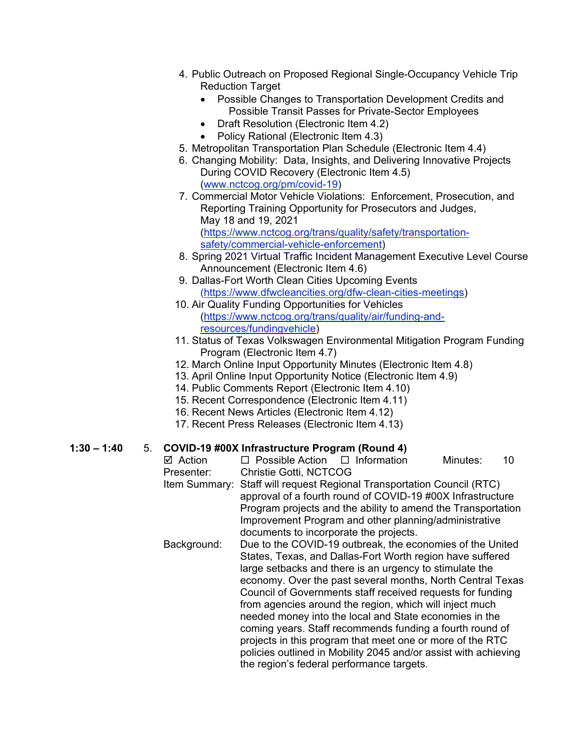4. Public Outreach on Proposed Regional Single-Occupancy Vehicle Trip Reduction Target
   - Possible Changes to Transportation Development Credits and Possible Transit Passes for Private-Sector Employees
   - Draft Resolution (Electronic Item 4.2)
   - Policy Rational (Electronic Item 4.3)
5. Metropolitan Transportation Plan Schedule (Electronic Item 4.4)
6. Changing Mobility: Data, Insights, and Delivering Innovative Projects During COVID Recovery (Electronic Item 4.5) (www.nctcog.org/pm/covid-19)
7. Commercial Motor Vehicle Violations: Enforcement, Prosecution, and Reporting Training Opportunity for Prosecutors and Judges, May 18 and 19, 2021 (https://www.nctcog.org/trans/quality/safety/transportation-safety/commercial-vehicle-enforcement)
8. Spring 2021 Virtual Traffic Incident Management Executive Level Course Announcement (Electronic Item 4.6)
9. Dallas-Fort Worth Clean Cities Upcoming Events (https://www.dfwcleancities.org/dfw-clean-cities-meetings)
10. Air Quality Funding Opportunities for Vehicles (https://www.nctcog.org/trans/quality/air/funding-and-resources/fundingvehicle)
11. Status of Texas Volkswagen Environmental Mitigation Program Funding Program (Electronic Item 4.7)
12. March Online Input Opportunity Minutes (Electronic Item 4.8)
13. April Online Input Opportunity Notice (Electronic Item 4.9)
14. Public Comments Report (Electronic Item 4.10)
15. Recent Correspondence (Electronic Item 4.11)
16. Recent News Articles (Electronic Item 4.12)
17. Recent Press Releases (Electronic Item 4.13)

**1:30 – 1:40** 5. **COVID-19 #00X Infrastructure Program (Round 4)**

☑ Action ☐ Possible Action ☐ Information Minutes: 10

Presenter: Christie Gotti, NCTCOG

Item Summary: Staff will request Regional Transportation Council (RTC) approval of a fourth round of COVID-19 #00X Infrastructure Program projects and the ability to amend the Transportation Improvement Program and other planning/administrative documents to incorporate the projects.

Background: Due to the COVID-19 outbreak, the economies of the United States, Texas, and Dallas-Fort Worth region have suffered large setbacks and there is an urgency to stimulate the economy. Over the past several months, North Central Texas Council of Governments staff received requests for funding from agencies around the region, which will inject much needed money into the local and State economies in the coming years. Staff recommends funding a fourth round of projects in this program that meet one or more of the RTC policies outlined in Mobility 2045 and/or assist with achieving the region's federal performance targets.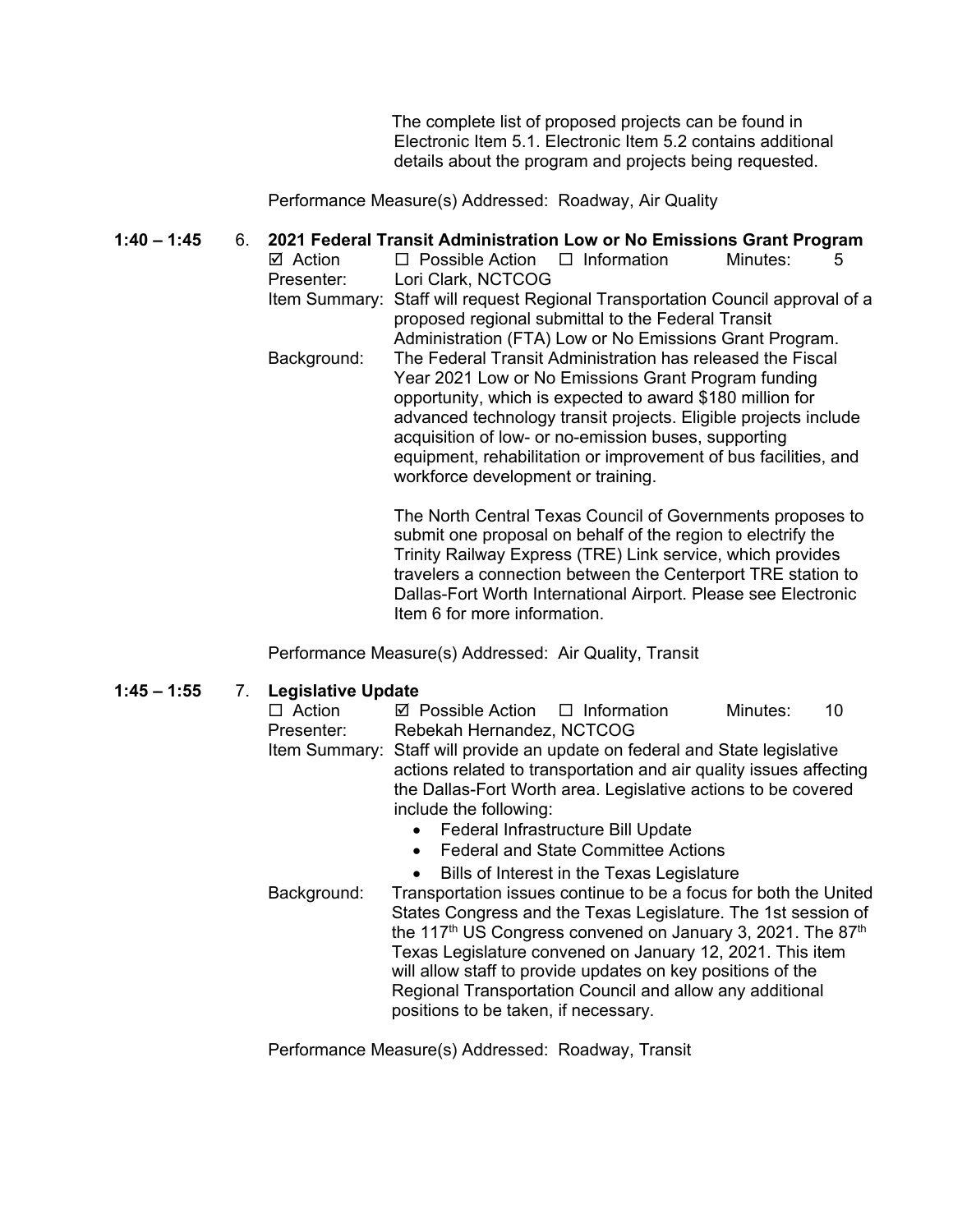The complete list of proposed projects can be found in Electronic Item 5.1. Electronic Item 5.2 contains additional details about the program and projects being requested.

Performance Measure(s) Addressed: Roadway, Air Quality

**1:40 – 1:45 6. 2021 Federal Transit Administration Low or No Emissions Grant Program**

☑ Action ☐ Possible Action ☐ Information Minutes: 5

Presenter: Lori Clark, NCTCOG

Item Summary: Staff will request Regional Transportation Council approval of a proposed regional submittal to the Federal Transit Administration (FTA) Low or No Emissions Grant Program.

Background: The Federal Transit Administration has released the Fiscal Year 2021 Low or No Emissions Grant Program funding opportunity, which is expected to award $180 million for advanced technology transit projects. Eligible projects include acquisition of low- or no-emission buses, supporting equipment, rehabilitation or improvement of bus facilities, and workforce development or training.

The North Central Texas Council of Governments proposes to submit one proposal on behalf of the region to electrify the Trinity Railway Express (TRE) Link service, which provides travelers a connection between the Centerport TRE station to Dallas-Fort Worth International Airport. Please see Electronic Item 6 for more information.

Performance Measure(s) Addressed: Air Quality, Transit

**1:45 – 1:55 7. Legislative Update**

☐ Action ☑ Possible Action ☐ Information Minutes: 10

Presenter: Rebekah Hernandez, NCTCOG

Item Summary: Staff will provide an update on federal and State legislative actions related to transportation and air quality issues affecting the Dallas-Fort Worth area. Legislative actions to be covered include the following:

- Federal Infrastructure Bill Update
- Federal and State Committee Actions
- Bills of Interest in the Texas Legislature

Background: Transportation issues continue to be a focus for both the United States Congress and the Texas Legislature. The 1st session of the 117th US Congress convened on January 3, 2021. The 87th Texas Legislature convened on January 12, 2021. This item will allow staff to provide updates on key positions of the Regional Transportation Council and allow any additional positions to be taken, if necessary.

Performance Measure(s) Addressed: Roadway, Transit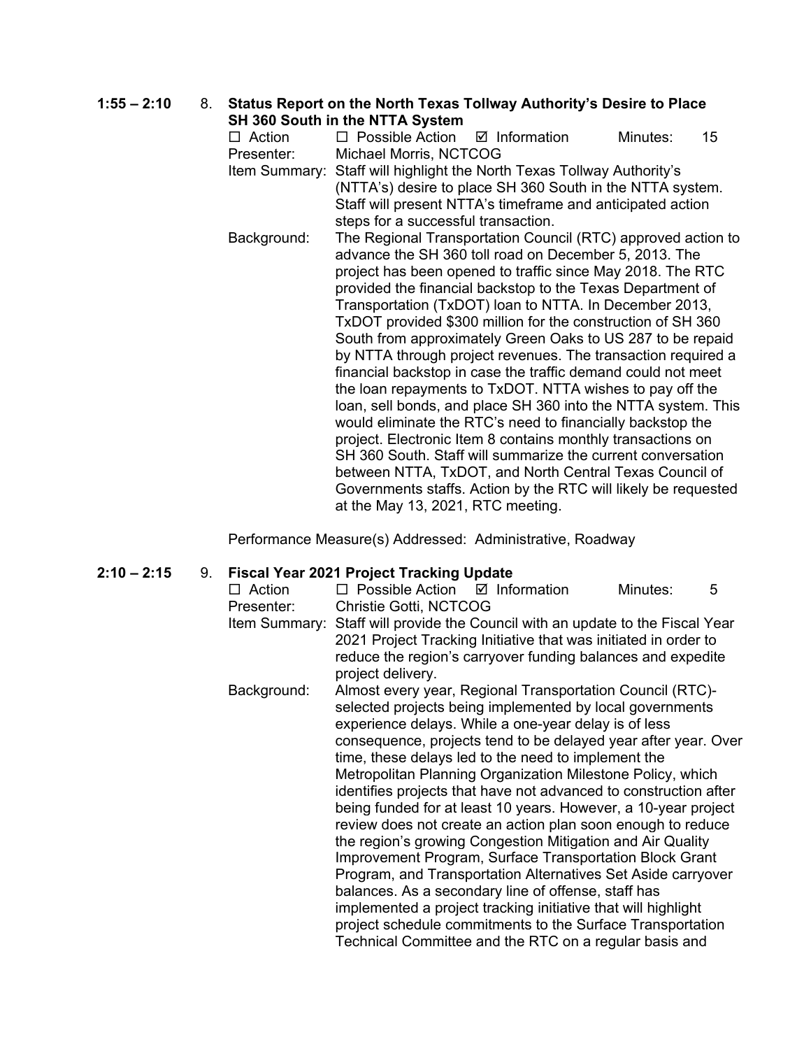**1:55 – 2:10** 8. **Status Report on the North Texas Tollway Authority's Desire to Place SH 360 South in the NTTA System**

☐ Action ☐ Possible Action ☑ Information Minutes: 15

Presenter: Michael Morris, NCTCOG

Item Summary: Staff will highlight the North Texas Tollway Authority's (NTTA's) desire to place SH 360 South in the NTTA system. Staff will present NTTA's timeframe and anticipated action steps for a successful transaction.

Background: The Regional Transportation Council (RTC) approved action to advance the SH 360 toll road on December 5, 2013. The project has been opened to traffic since May 2018. The RTC provided the financial backstop to the Texas Department of Transportation (TxDOT) loan to NTTA. In December 2013, TxDOT provided $300 million for the construction of SH 360 South from approximately Green Oaks to US 287 to be repaid by NTTA through project revenues. The transaction required a financial backstop in case the traffic demand could not meet the loan repayments to TxDOT. NTTA wishes to pay off the loan, sell bonds, and place SH 360 into the NTTA system. This would eliminate the RTC's need to financially backstop the project. Electronic Item 8 contains monthly transactions on SH 360 South. Staff will summarize the current conversation between NTTA, TxDOT, and North Central Texas Council of Governments staffs. Action by the RTC will likely be requested at the May 13, 2021, RTC meeting.

Performance Measure(s) Addressed: Administrative, Roadway

**2:10 – 2:15** 9. **Fiscal Year 2021 Project Tracking Update**

☐ Action ☐ Possible Action ☑ Information Minutes: 5

Presenter: Christie Gotti, NCTCOG

Item Summary: Staff will provide the Council with an update to the Fiscal Year 2021 Project Tracking Initiative that was initiated in order to reduce the region's carryover funding balances and expedite project delivery.

Background: Almost every year, Regional Transportation Council (RTC)-selected projects being implemented by local governments experience delays. While a one-year delay is of less consequence, projects tend to be delayed year after year. Over time, these delays led to the need to implement the Metropolitan Planning Organization Milestone Policy, which identifies projects that have not advanced to construction after being funded for at least 10 years. However, a 10-year project review does not create an action plan soon enough to reduce the region's growing Congestion Mitigation and Air Quality Improvement Program, Surface Transportation Block Grant Program, and Transportation Alternatives Set Aside carryover balances. As a secondary line of offense, staff has implemented a project tracking initiative that will highlight project schedule commitments to the Surface Transportation Technical Committee and the RTC on a regular basis and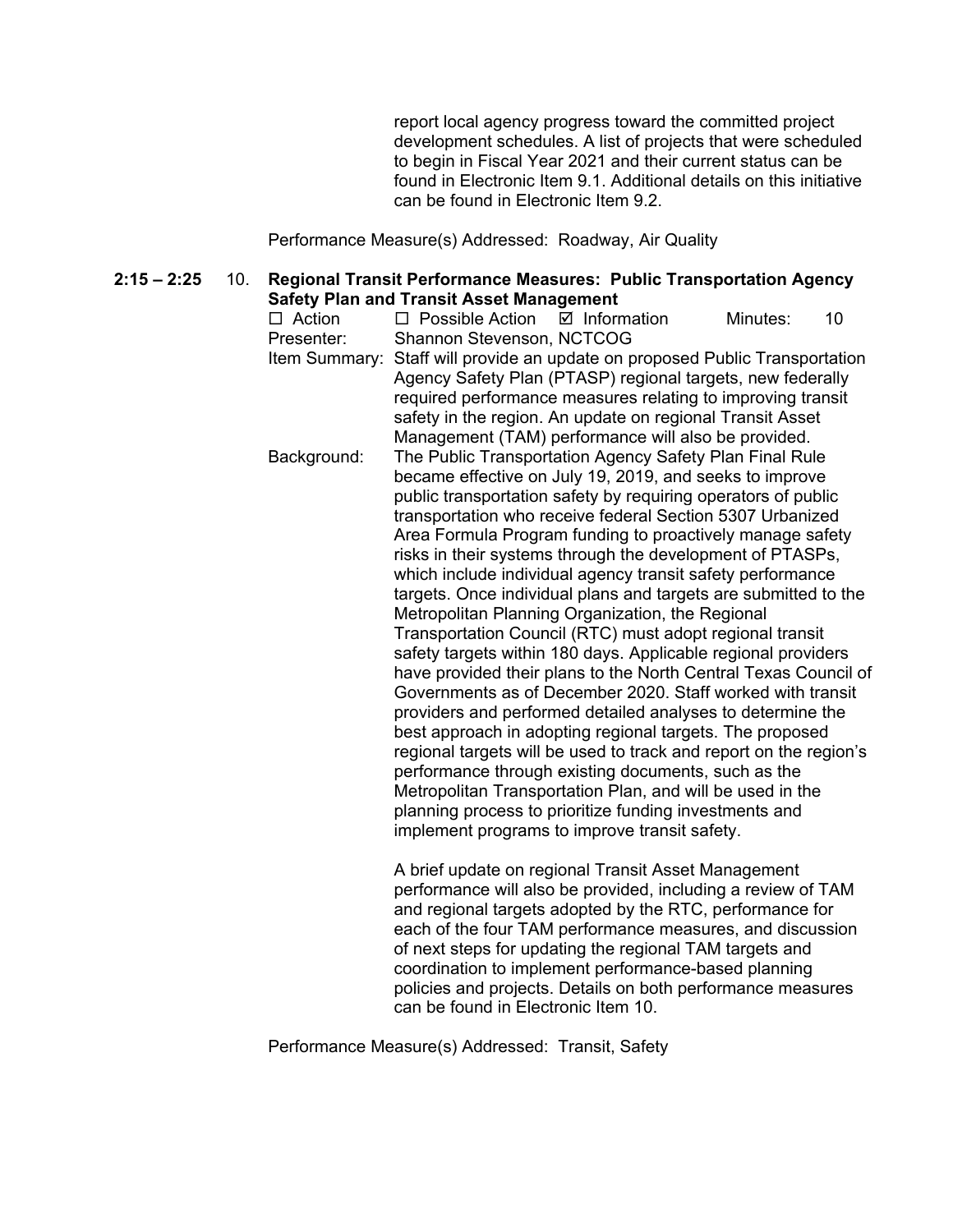report local agency progress toward the committed project development schedules. A list of projects that were scheduled to begin in Fiscal Year 2021 and their current status can be found in Electronic Item 9.1. Additional details on this initiative can be found in Electronic Item 9.2.

Performance Measure(s) Addressed: Roadway, Air Quality

**2:15 – 2:25** 10. **Regional Transit Performance Measures: Public Transportation Agency Safety Plan and Transit Asset Management**

☐ Action ☐ Possible Action ☑ Information Minutes: 10

Presenter: Shannon Stevenson, NCTCOG

Item Summary: Staff will provide an update on proposed Public Transportation Agency Safety Plan (PTASP) regional targets, new federally required performance measures relating to improving transit safety in the region. An update on regional Transit Asset Management (TAM) performance will also be provided.

Background: The Public Transportation Agency Safety Plan Final Rule became effective on July 19, 2019, and seeks to improve public transportation safety by requiring operators of public transportation who receive federal Section 5307 Urbanized Area Formula Program funding to proactively manage safety risks in their systems through the development of PTASPs, which include individual agency transit safety performance targets. Once individual plans and targets are submitted to the Metropolitan Planning Organization, the Regional Transportation Council (RTC) must adopt regional transit safety targets within 180 days. Applicable regional providers have provided their plans to the North Central Texas Council of Governments as of December 2020. Staff worked with transit providers and performed detailed analyses to determine the best approach in adopting regional targets. The proposed regional targets will be used to track and report on the region's performance through existing documents, such as the Metropolitan Transportation Plan, and will be used in the planning process to prioritize funding investments and implement programs to improve transit safety.

A brief update on regional Transit Asset Management performance will also be provided, including a review of TAM and regional targets adopted by the RTC, performance for each of the four TAM performance measures, and discussion of next steps for updating the regional TAM targets and coordination to implement performance-based planning policies and projects. Details on both performance measures can be found in Electronic Item 10.

Performance Measure(s) Addressed: Transit, Safety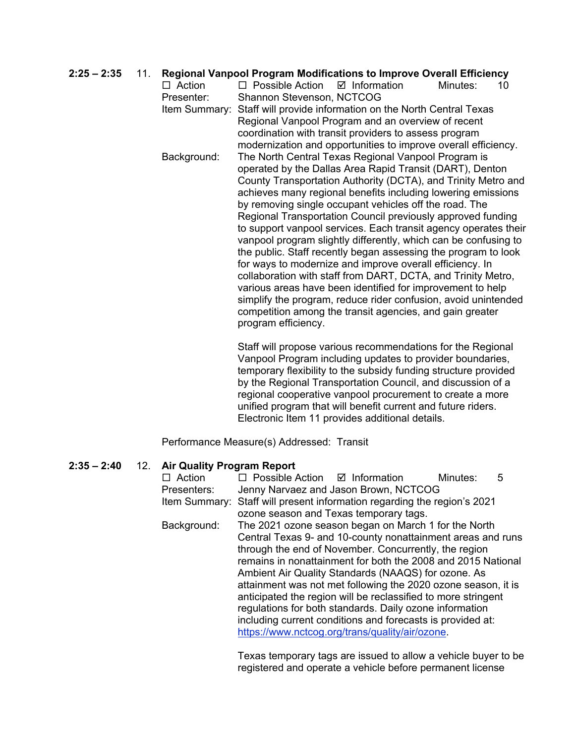**2:25 – 2:35** 11. **Regional Vanpool Program Modifications to Improve Overall Efficiency**

☐ Action ☐ Possible Action ☑ Information Minutes: 10

Presenter: Shannon Stevenson, NCTCOG

Item Summary: Staff will provide information on the North Central Texas Regional Vanpool Program and an overview of recent coordination with transit providers to assess program modernization and opportunities to improve overall efficiency.

Background: The North Central Texas Regional Vanpool Program is operated by the Dallas Area Rapid Transit (DART), Denton County Transportation Authority (DCTA), and Trinity Metro and achieves many regional benefits including lowering emissions by removing single occupant vehicles off the road. The Regional Transportation Council previously approved funding to support vanpool services. Each transit agency operates their vanpool program slightly differently, which can be confusing to the public. Staff recently began assessing the program to look for ways to modernize and improve overall efficiency. In collaboration with staff from DART, DCTA, and Trinity Metro, various areas have been identified for improvement to help simplify the program, reduce rider confusion, avoid unintended competition among the transit agencies, and gain greater program efficiency.

Staff will propose various recommendations for the Regional Vanpool Program including updates to provider boundaries, temporary flexibility to the subsidy funding structure provided by the Regional Transportation Council, and discussion of a regional cooperative vanpool procurement to create a more unified program that will benefit current and future riders. Electronic Item 11 provides additional details.

Performance Measure(s) Addressed: Transit

**2:35 – 2:40** 12. **Air Quality Program Report**

☐ Action ☐ Possible Action ☑ Information Minutes: 5

Presenters: Jenny Narvaez and Jason Brown, NCTCOG

Item Summary: Staff will present information regarding the region's 2021 ozone season and Texas temporary tags.

Background: The 2021 ozone season began on March 1 for the North Central Texas 9- and 10-county nonattainment areas and runs through the end of November. Concurrently, the region remains in nonattainment for both the 2008 and 2015 National Ambient Air Quality Standards (NAAQS) for ozone. As attainment was not met following the 2020 ozone season, it is anticipated the region will be reclassified to more stringent regulations for both standards. Daily ozone information including current conditions and forecasts is provided at: https://www.nctcog.org/trans/quality/air/ozone.

Texas temporary tags are issued to allow a vehicle buyer to be registered and operate a vehicle before permanent license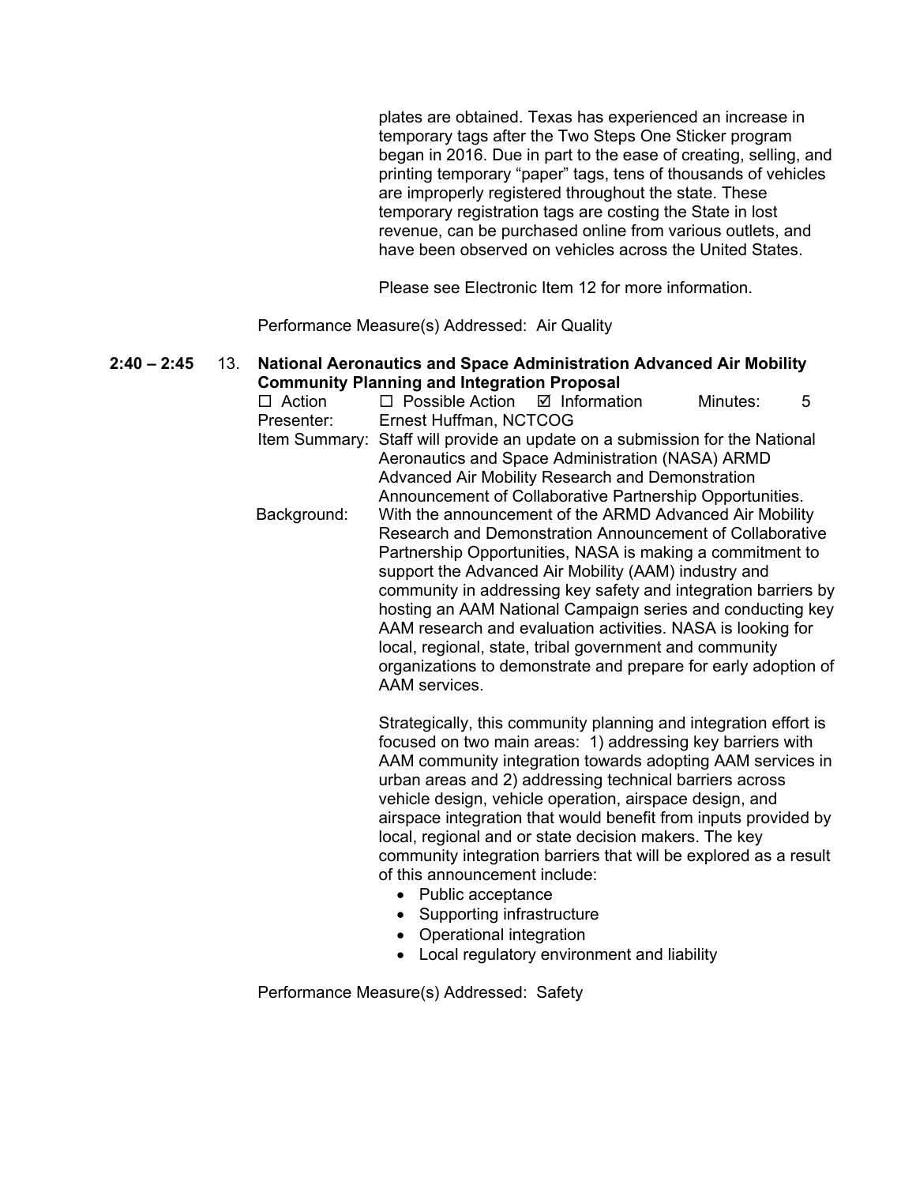plates are obtained. Texas has experienced an increase in temporary tags after the Two Steps One Sticker program began in 2016. Due in part to the ease of creating, selling, and printing temporary "paper" tags, tens of thousands of vehicles are improperly registered throughout the state. These temporary registration tags are costing the State in lost revenue, can be purchased online from various outlets, and have been observed on vehicles across the United States.

Please see Electronic Item 12 for more information.

Performance Measure(s) Addressed: Air Quality

**2:40 – 2:45** 13. **National Aeronautics and Space Administration Advanced Air Mobility Community Planning and Integration Proposal**

☐ Action ☐ Possible Action ☑ Information Minutes: 5

Presenter: Ernest Huffman, NCTCOG

Item Summary: Staff will provide an update on a submission for the National Aeronautics and Space Administration (NASA) ARMD Advanced Air Mobility Research and Demonstration Announcement of Collaborative Partnership Opportunities.

Background: With the announcement of the ARMD Advanced Air Mobility Research and Demonstration Announcement of Collaborative Partnership Opportunities, NASA is making a commitment to support the Advanced Air Mobility (AAM) industry and community in addressing key safety and integration barriers by hosting an AAM National Campaign series and conducting key AAM research and evaluation activities. NASA is looking for local, regional, state, tribal government and community organizations to demonstrate and prepare for early adoption of AAM services.

Strategically, this community planning and integration effort is focused on two main areas: 1) addressing key barriers with AAM community integration towards adopting AAM services in urban areas and 2) addressing technical barriers across vehicle design, vehicle operation, airspace design, and airspace integration that would benefit from inputs provided by local, regional and or state decision makers. The key community integration barriers that will be explored as a result of this announcement include:

- Public acceptance
- Supporting infrastructure
- Operational integration
- Local regulatory environment and liability

Performance Measure(s) Addressed: Safety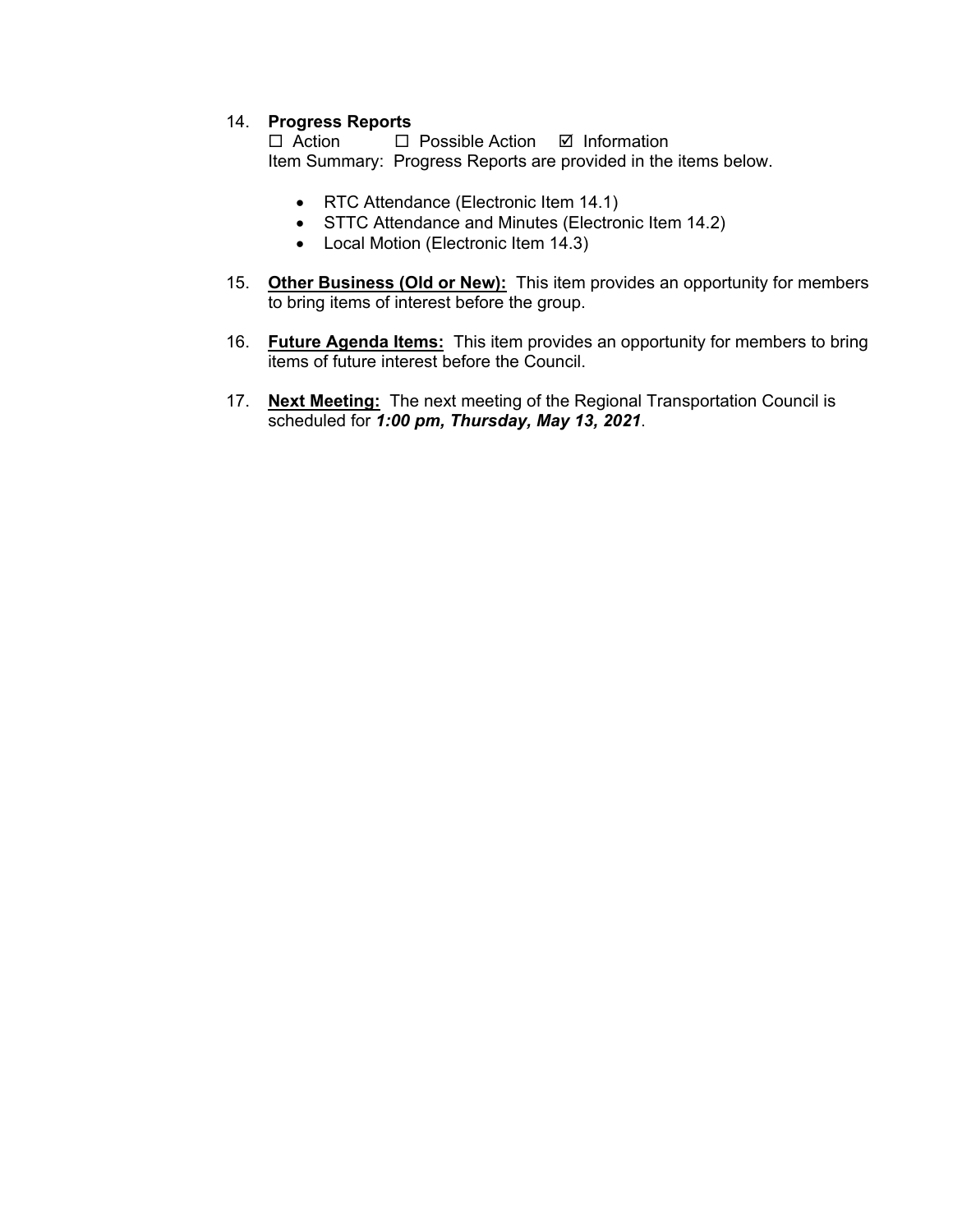14. **Progress Reports**
☐ Action ☐ Possible Action ☑ Information
Item Summary: Progress Reports are provided in the items below.

    - RTC Attendance (Electronic Item 14.1)
    - STTC Attendance and Minutes (Electronic Item 14.2)
    - Local Motion (Electronic Item 14.3)

15. **Other Business (Old or New):** This item provides an opportunity for members to bring items of interest before the group.

16. **Future Agenda Items:** This item provides an opportunity for members to bring items of future interest before the Council.

17. **Next Meeting:** The next meeting of the Regional Transportation Council is scheduled for ***1:00 pm, Thursday, May 13, 2021***.